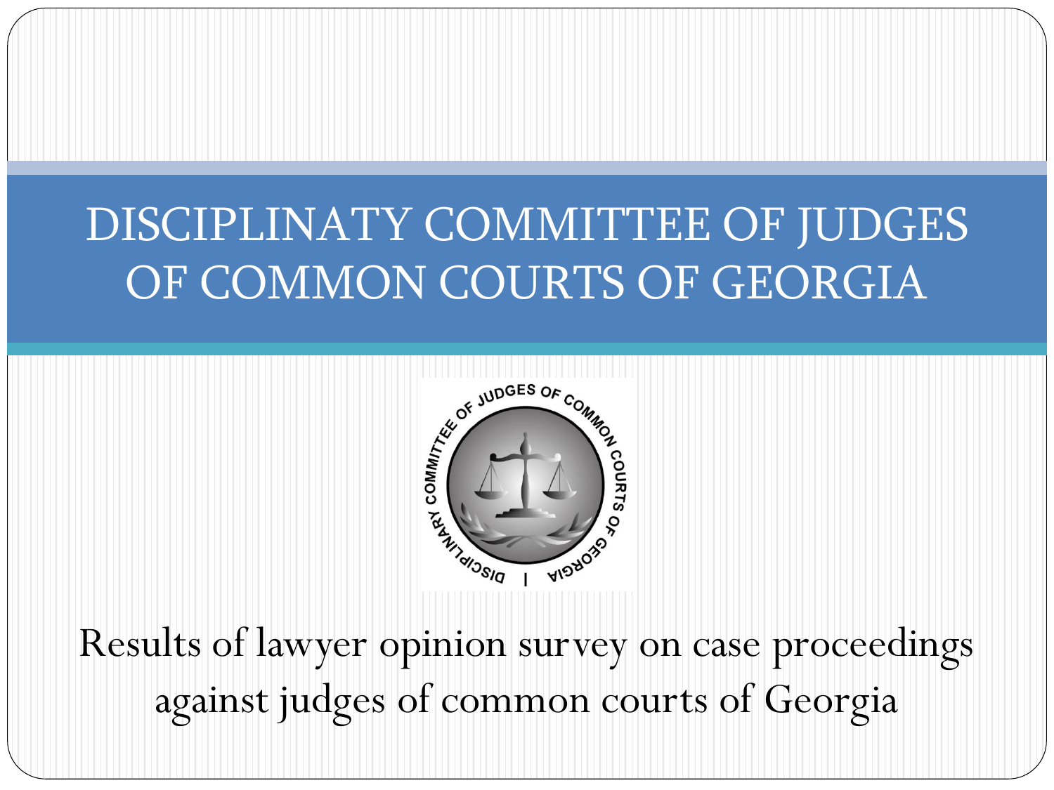# DISCIPLINATY COMMITTEE OF JUDGES OF COMMON COURTS OF GEORGIA

Results of lawyer opinion survey on case proceedings against judges of common courts of Georgia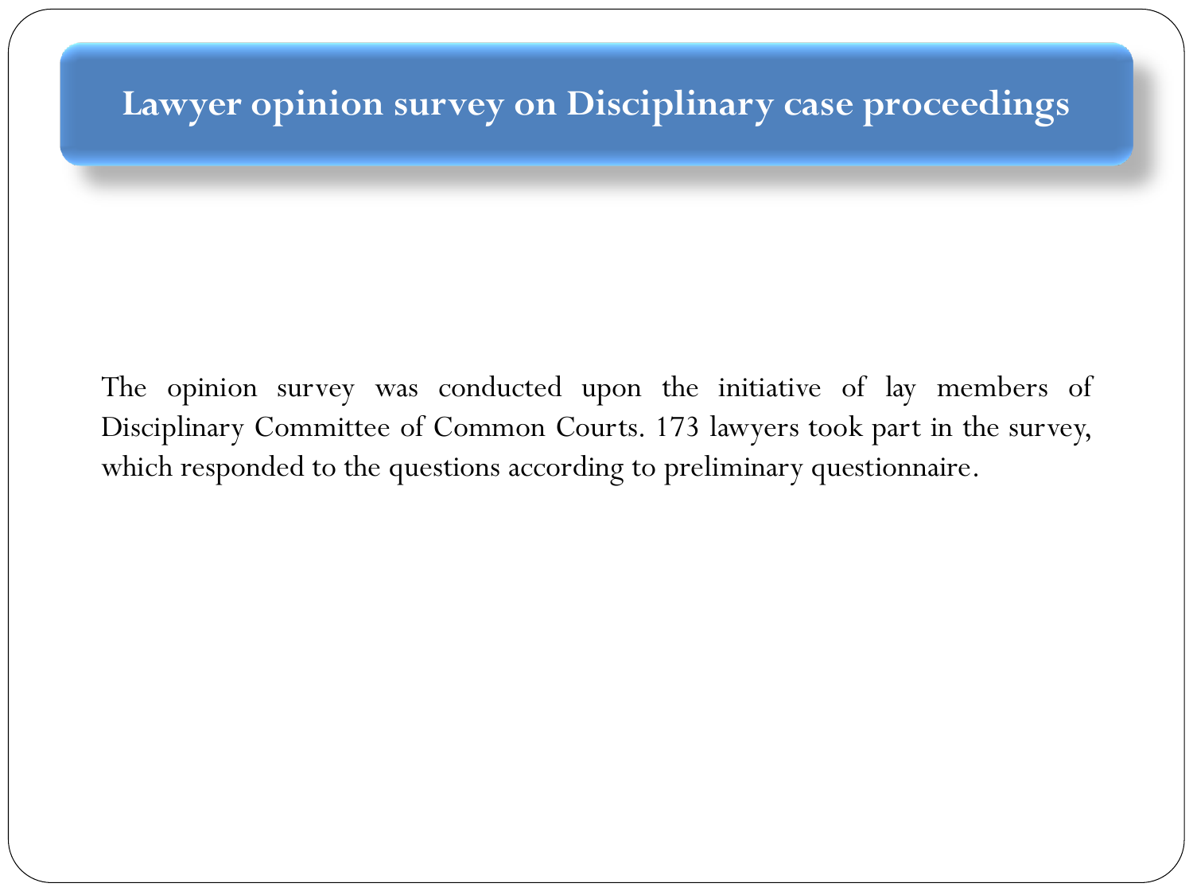# Lawyer opinion survey on Disciplinary case proceedings

The opinion survey was conducted upon the initiative of lay members of Disciplinary Committee of Common Courts. 173 lawyers took part in the survey, which responded to the questions according to preliminary questionnaire.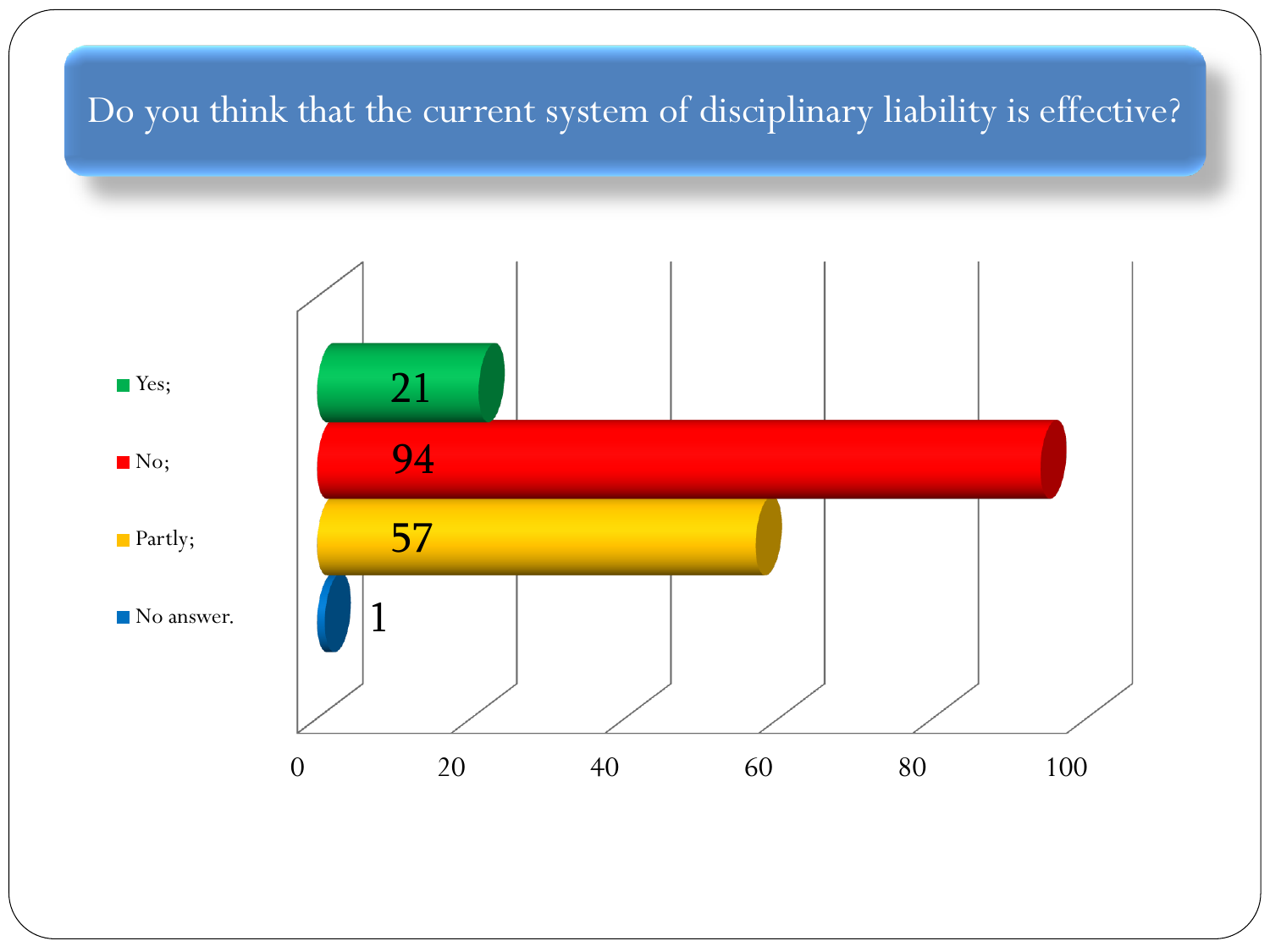# Do you think that the current system of disciplinary liability is effective?

| Answer | Value |
| --- | --- |
| Yes; | 21 |
| No; | 94 |
| Partly; | 57 |
| No answer. | 1 |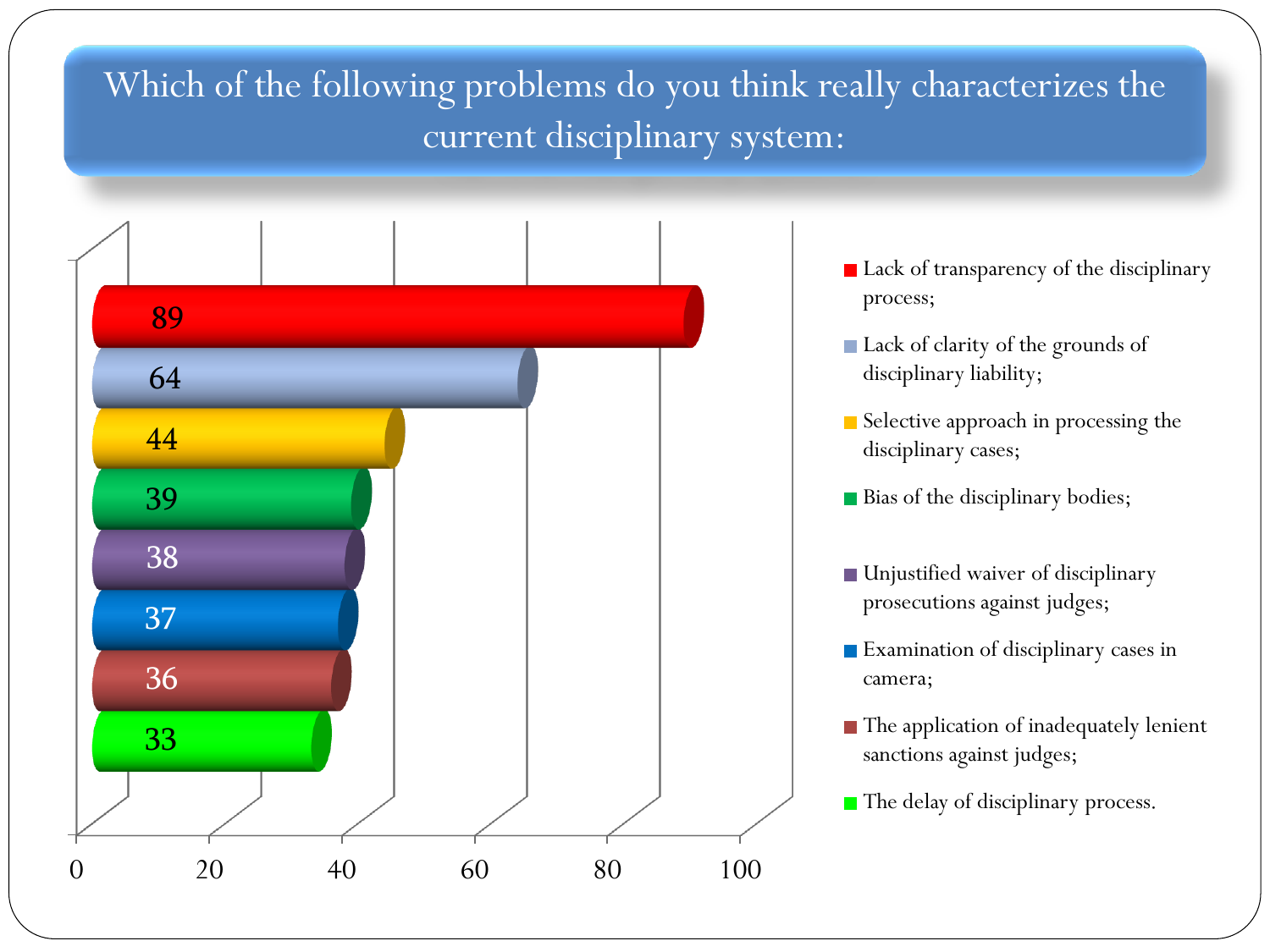# Which of the following problems do you think really characterizes the current disciplinary system:

| Problem | Value |
| --- | --- |
| Lack of transparency of the disciplinary process; | 89 |
| Lack of clarity of the grounds of disciplinary liability; | 64 |
| Selective approach in processing the disciplinary cases; | 44 |
| Bias of the disciplinary bodies; | 39 |
| Unjustified waiver of disciplinary prosecutions against judges; | 38 |
| Examination of disciplinary cases in camera; | 37 |
| The application of inadequately lenient sanctions against judges; | 36 |
| The delay of disciplinary process. | 33 |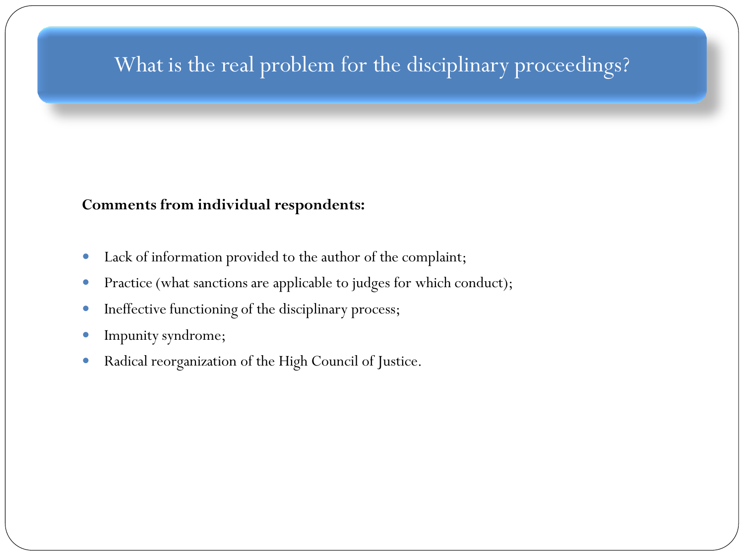# What is the real problem for the disciplinary proceedings?

**Comments from individual respondents:**

- Lack of information provided to the author of the complaint;
- Practice (what sanctions are applicable to judges for which conduct);
- Ineffective functioning of the disciplinary process;
- Impunity syndrome;
- Radical reorganization of the High Council of Justice.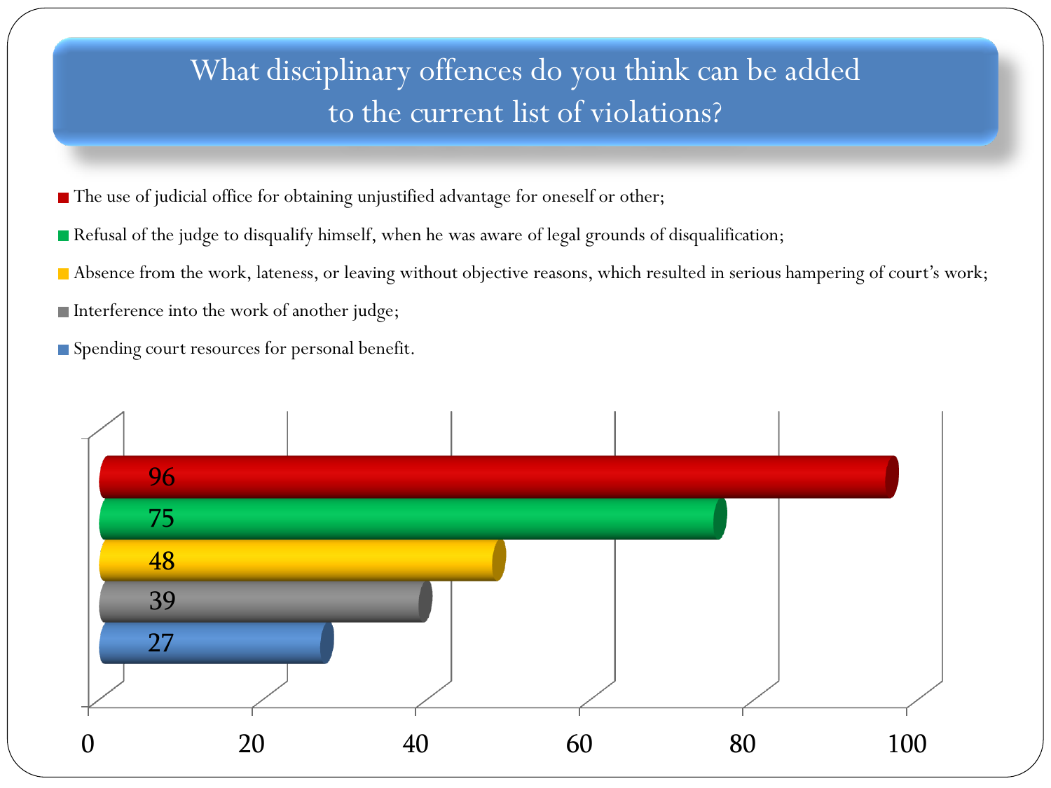# What disciplinary offences do you think can be added to the current list of violations?

| Disciplinary offence | Value |
| --- | --- |
| The use of judicial office for obtaining unjustified advantage for oneself or other; | 96 |
| Refusal of the judge to disqualify himself, when he was aware of legal grounds of disqualification; | 75 |
| Absence from the work, lateness, or leaving without objective reasons, which resulted in serious hampering of court's work; | 48 |
| Interference into the work of another judge; | 39 |
| Spending court resources for personal benefit. | 27 |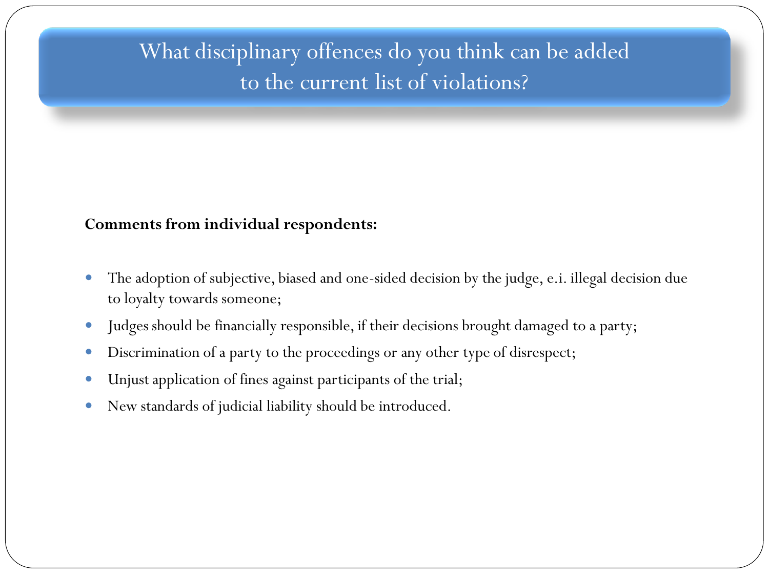# What disciplinary offences do you think can be added to the current list of violations?

**Comments from individual respondents:**

- The adoption of subjective, biased and one-sided decision by the judge, e.i. illegal decision due to loyalty towards someone;
- Judges should be financially responsible, if their decisions brought damaged to a party;
- Discrimination of a party to the proceedings or any other type of disrespect;
- Unjust application of fines against participants of the trial;
- New standards of judicial liability should be introduced.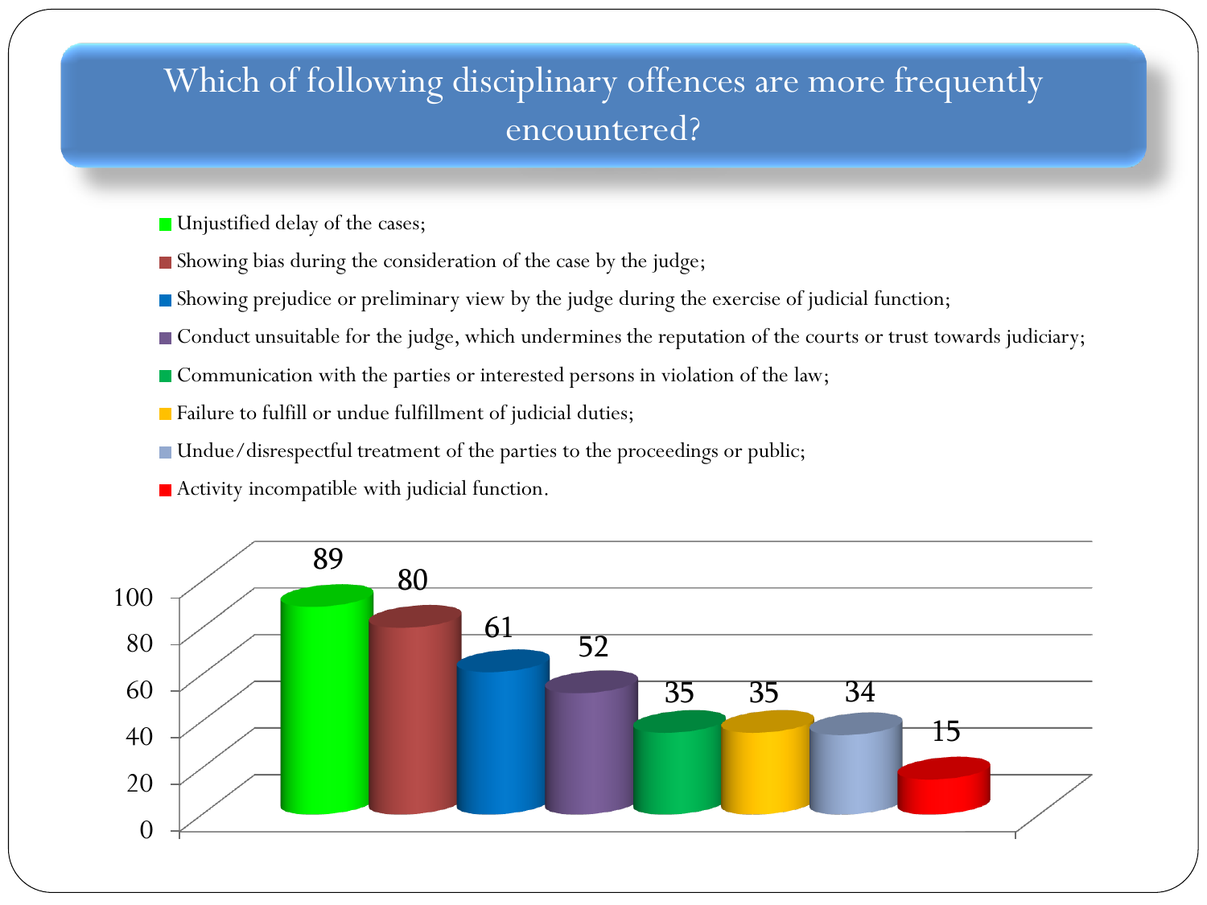# Which of following disciplinary offences are more frequently encountered?

- Unjustified delay of the cases;
- Showing bias during the consideration of the case by the judge;
- Showing prejudice or preliminary view by the judge during the exercise of judicial function;
- Conduct unsuitable for the judge, which undermines the reputation of the courts or trust towards judiciary;
- Communication with the parties or interested persons in violation of the law;
- Failure to fulfill or undue fulfillment of judicial duties;
- Undue/disrespectful treatment of the parties to the proceedings or public;
- Activity incompatible with judicial function.

| Offence | Value |
| --- | --- |
| Unjustified delay of the cases | 89 |
| Showing bias during the consideration of the case by the judge | 80 |
| Showing prejudice or preliminary view by the judge during the exercise of judicial function | 61 |
| Conduct unsuitable for the judge, which undermines the reputation of the courts or trust towards judiciary | 52 |
| Communication with the parties or interested persons in violation of the law | 35 |
| Failure to fulfill or undue fulfillment of judicial duties | 35 |
| Undue/disrespectful treatment of the parties to the proceedings or public | 34 |
| Activity incompatible with judicial function | 15 |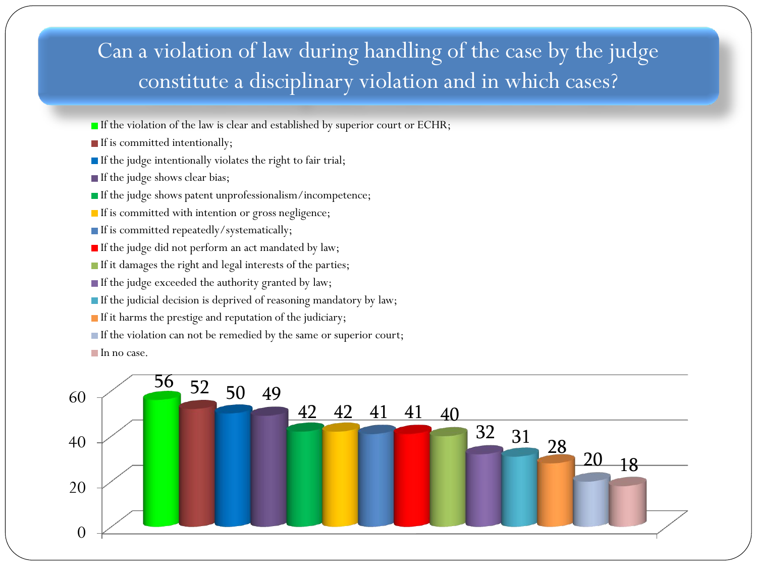# Can a violation of law during handling of the case by the judge constitute a disciplinary violation and in which cases?

| Response | Value |
| --- | --- |
| If the violation of the law is clear and established by superior court or ECHR; | 56 |
| If is committed intentionally; | 52 |
| If the judge intentionally violates the right to fair trial; | 50 |
| If the judge shows clear bias; | 49 |
| If the judge shows patent unprofessionalism/incompetence; | 42 |
| If is committed with intention or gross negligence; | 42 |
| If is committed repeatedly/systematically; | 41 |
| If the judge did not perform an act mandated by law; | 41 |
| If it damages the right and legal interests of the parties; | 40 |
| If the judge exceeded the authority granted by law; | 32 |
| If the judicial decision is deprived of reasoning mandatory by law; | 31 |
| If it harms the prestige and reputation of the judiciary; | 28 |
| If the violation can not be remedied by the same or superior court; | 20 |
| In no case. | 18 |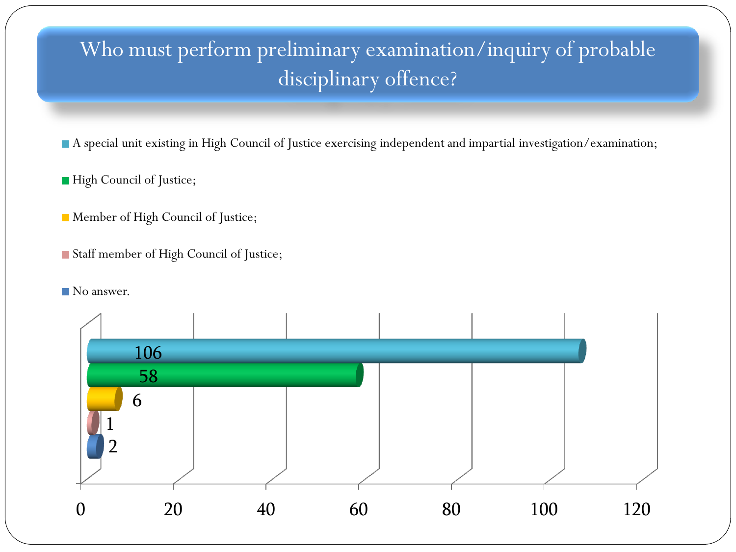# Who must perform preliminary examination/inquiry of probable disciplinary offence?

| Answer | Responses |
|---|---|
| A special unit existing in High Council of Justice exercising independent and impartial investigation/examination; | 106 |
| High Council of Justice; | 58 |
| Member of High Council of Justice; | 6 |
| Staff member of High Council of Justice; | 1 |
| No answer. | 2 |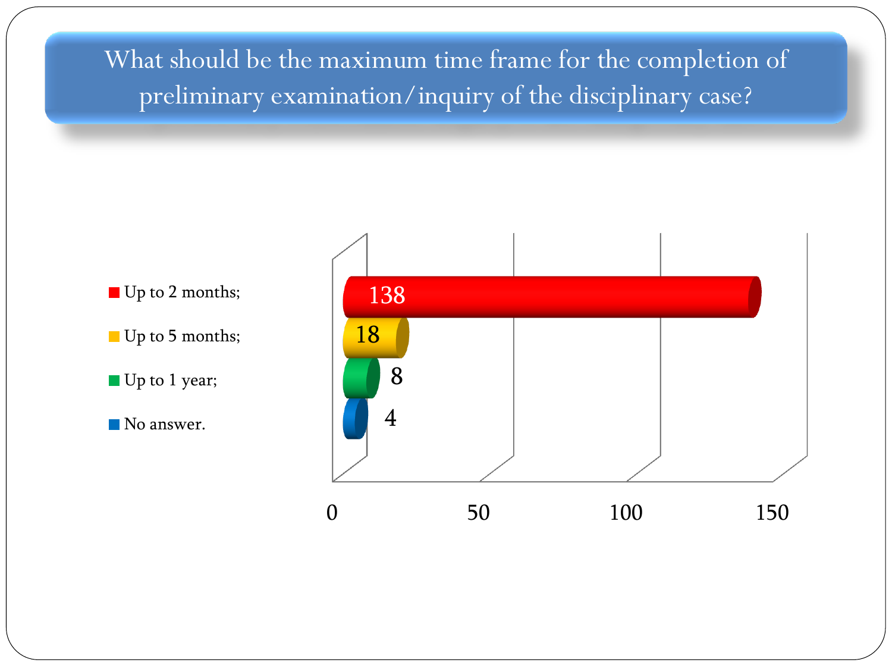# What should be the maximum time frame for the completion of preliminary examination/inquiry of the disciplinary case?

| Response | Count |
| --- | --- |
| Up to 2 months; | 138 |
| Up to 5 months; | 18 |
| Up to 1 year; | 8 |
| No answer. | 4 |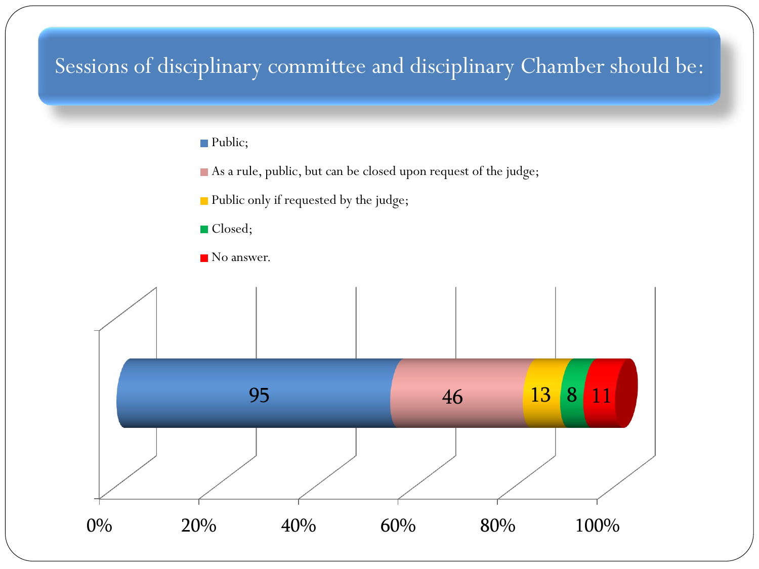# Sessions of disciplinary committee and disciplinary Chamber should be:

| Response | Value |
| --- | --- |
| Public; | 95 |
| As a rule, public, but can be closed upon request of the judge; | 46 |
| Public only if requested by the judge; | 13 |
| Closed; | 8 |
| No answer. | 11 |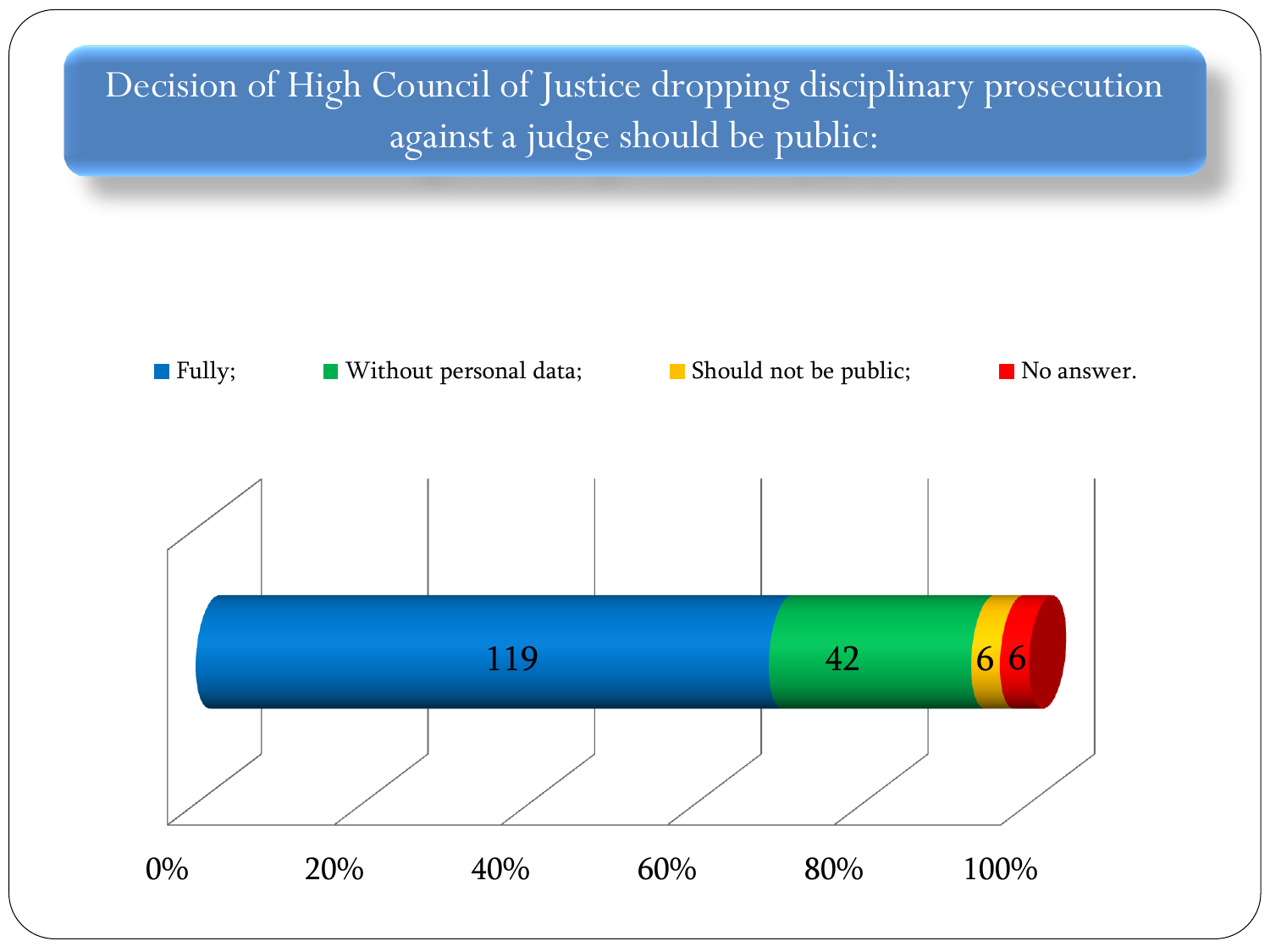# Decision of High Council of Justice dropping disciplinary prosecution against a judge should be public:

| Response | Count |
|---|---|
| Fully; | 119 |
| Without personal data; | 42 |
| Should not be public; | 6 |
| No answer. | 6 |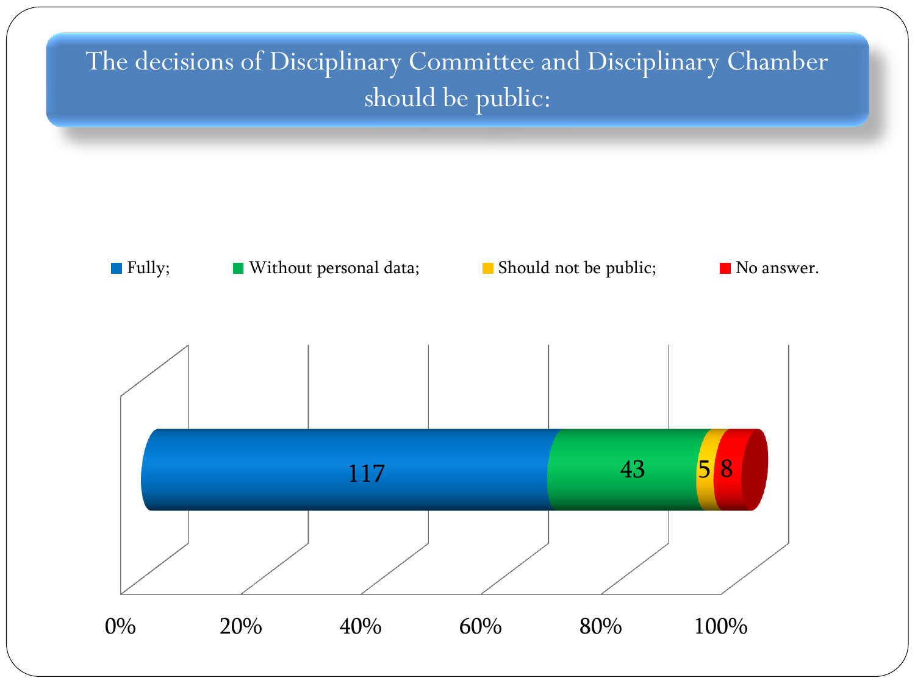# The decisions of Disciplinary Committee and Disciplinary Chamber should be public:

■ Fully; ■ Without personal data; ■ Should not be public; ■ No answer.

| Fully | Without personal data | Should not be public | No answer |
| --- | --- | --- | --- |
| 117 | 43 | 5 | 8 |

0% 20% 40% 60% 80% 100%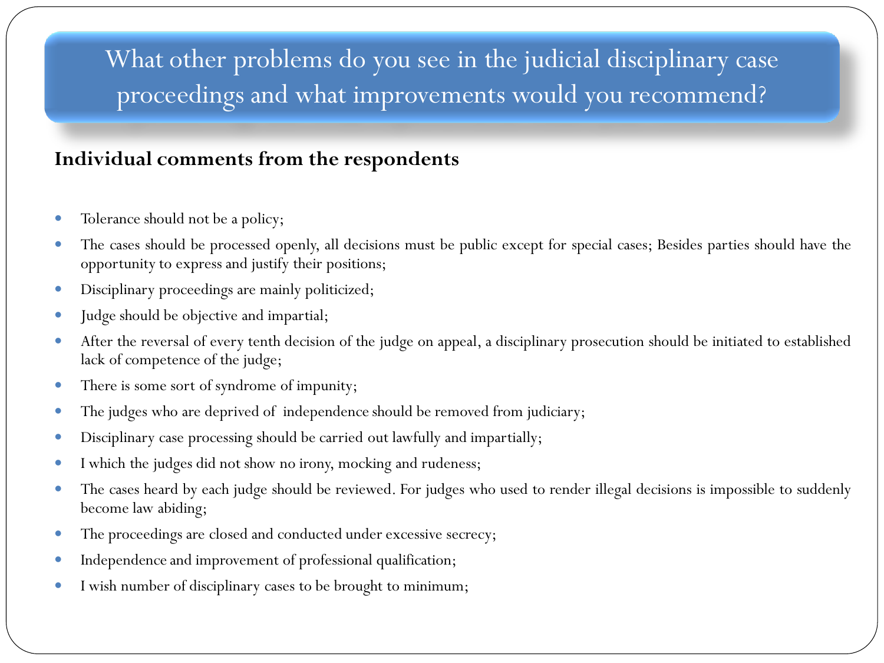# What other problems do you see in the judicial disciplinary case proceedings and what improvements would you recommend?

**Individual comments from the respondents**

- Tolerance should not be a policy;
- The cases should be processed openly, all decisions must be public except for special cases; Besides parties should have the opportunity to express and justify their positions;
- Disciplinary proceedings are mainly politicized;
- Judge should be objective and impartial;
- After the reversal of every tenth decision of the judge on appeal, a disciplinary prosecution should be initiated to established lack of competence of the judge;
- There is some sort of syndrome of impunity;
- The judges who are deprived of independence should be removed from judiciary;
- Disciplinary case processing should be carried out lawfully and impartially;
- I which the judges did not show no irony, mocking and rudeness;
- The cases heard by each judge should be reviewed. For judges who used to render illegal decisions is impossible to suddenly become law abiding;
- The proceedings are closed and conducted under excessive secrecy;
- Independence and improvement of professional qualification;
- I wish number of disciplinary cases to be brought to minimum;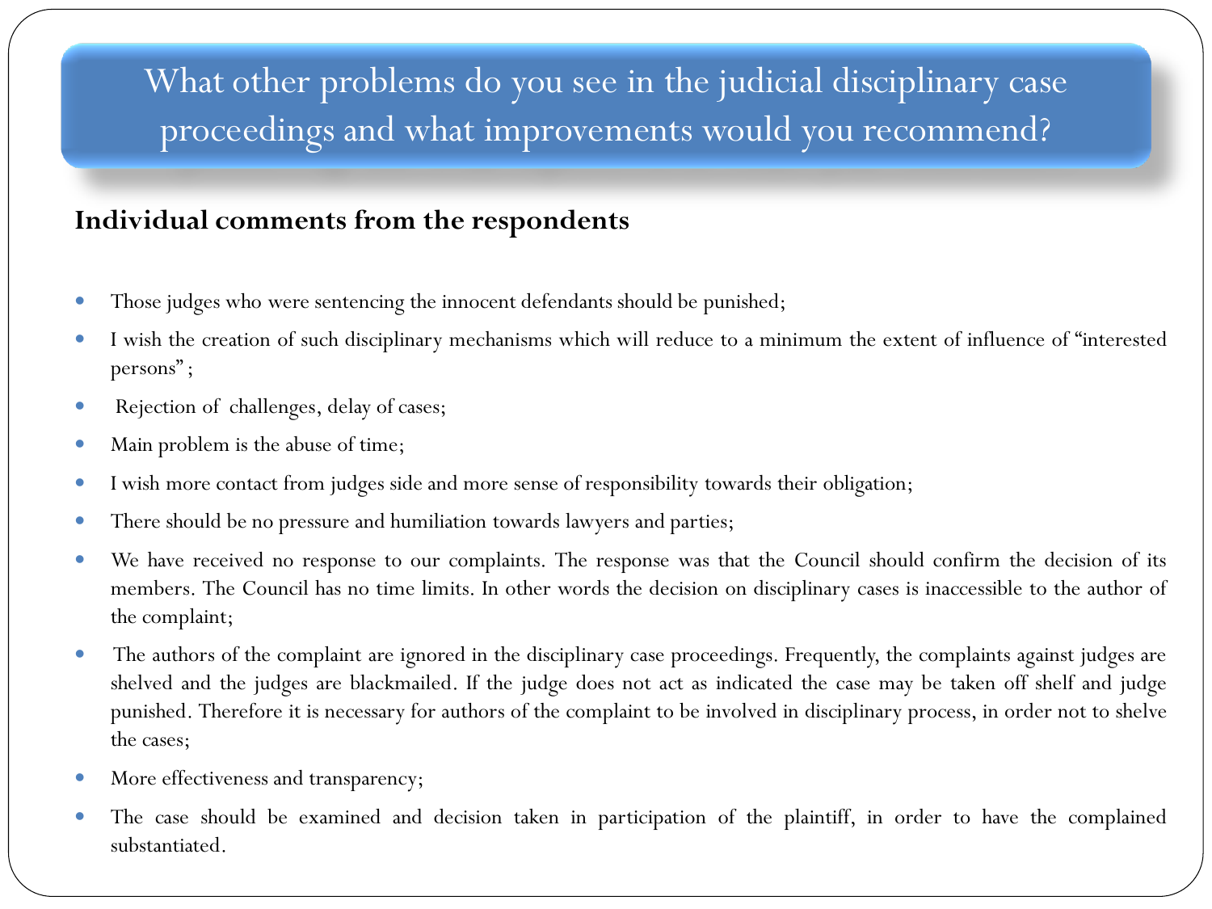# What other problems do you see in the judicial disciplinary case proceedings and what improvements would you recommend?

**Individual comments from the respondents**

- Those judges who were sentencing the innocent defendants should be punished;
- I wish the creation of such disciplinary mechanisms which will reduce to a minimum the extent of influence of "interested persons";
- Rejection of challenges, delay of cases;
- Main problem is the abuse of time;
- I wish more contact from judges side and more sense of responsibility towards their obligation;
- There should be no pressure and humiliation towards lawyers and parties;
- We have received no response to our complaints. The response was that the Council should confirm the decision of its members. The Council has no time limits. In other words the decision on disciplinary cases is inaccessible to the author of the complaint;
- The authors of the complaint are ignored in the disciplinary case proceedings. Frequently, the complaints against judges are shelved and the judges are blackmailed. If the judge does not act as indicated the case may be taken off shelf and judge punished. Therefore it is necessary for authors of the complaint to be involved in disciplinary process, in order not to shelve the cases;
- More effectiveness and transparency;
- The case should be examined and decision taken in participation of the plaintiff, in order to have the complained substantiated.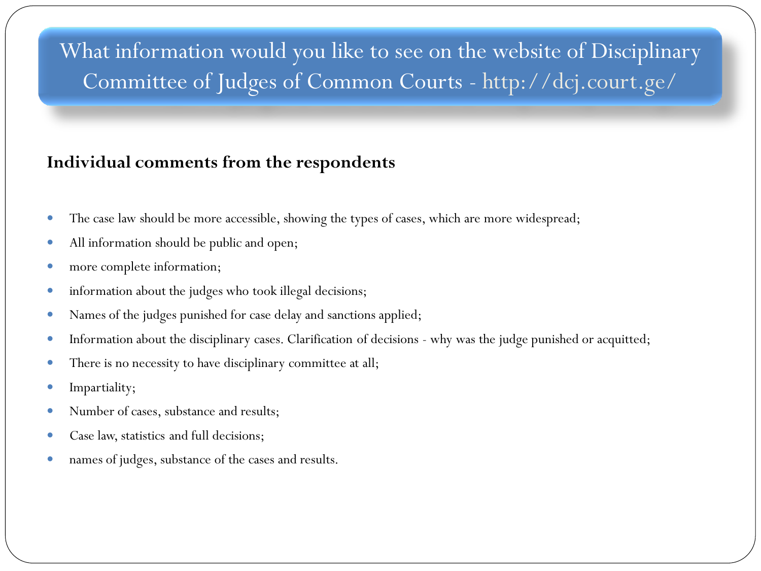# What information would you like to see on the website of Disciplinary Committee of Judges of Common Courts - http://dcj.court.ge/

**Individual comments from the respondents**

- The case law should be more accessible, showing the types of cases, which are more widespread;
- All information should be public and open;
- more complete information;
- information about the judges who took illegal decisions;
- Names of the judges punished for case delay and sanctions applied;
- Information about the disciplinary cases. Clarification of decisions - why was the judge punished or acquitted;
- There is no necessity to have disciplinary committee at all;
- Impartiality;
- Number of cases, substance and results;
- Case law, statistics and full decisions;
- names of judges, substance of the cases and results.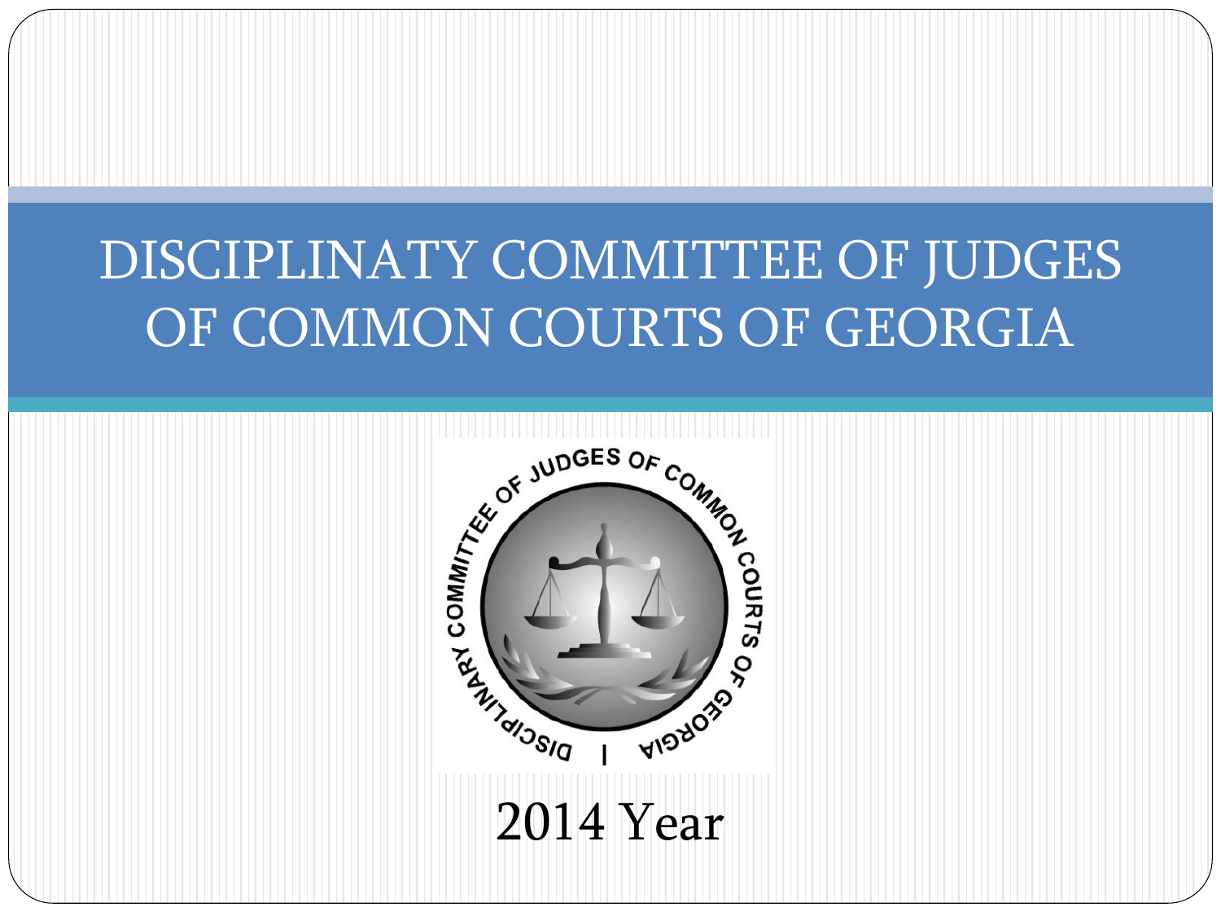# DISCIPLINATY COMMITTEE OF JUDGES OF COMMON COURTS OF GEORGIA

2014 Year